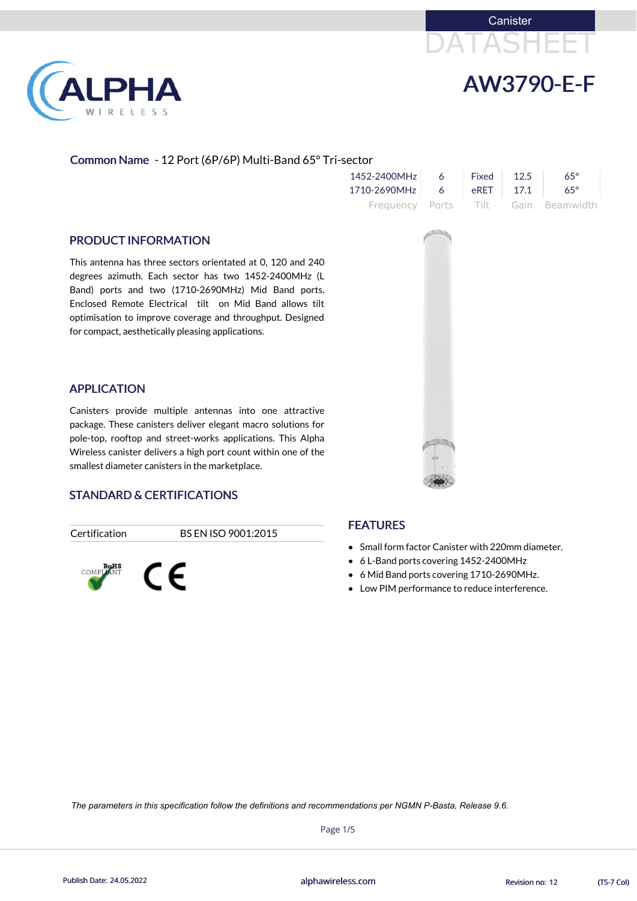Canister

DATASHEET

# AW3790-E-F

**Common Name** - 12 Port (6P/6P) Multi-Band 65° Tri-sector

| Frequency | Ports | Tilt | Gain | Beamwidth |
|---|---|---|---|---|
| 1452-2400MHz | 6 | Fixed | 12.5 | 65° |
| 1710-2690MHz | 6 | eRET | 17.1 | 65° |

## PRODUCT INFORMATION

This antenna has three sectors orientated at 0, 120 and 240 degrees azimuth. Each sector has two 1452-2400MHz (L Band) ports and two (1710-2690MHz) Mid Band ports. Enclosed Remote Electrical tilt on Mid Band allows tilt optimisation to improve coverage and throughput. Designed for compact, aesthetically pleasing applications.

## APPLICATION

Canisters provide multiple antennas into one attractive package. These canisters deliver elegant macro solutions for pole-top, rooftop and street-works applications. This Alpha Wireless canister delivers a high port count within one of the smallest diameter canisters in the marketplace.

## STANDARD & CERTIFICATIONS

| Certification | BS EN ISO 9001:2015 |
|---|---|

RoHS COMPLIANT

CE

## FEATURES

- Small form factor Canister with 220mm diameter.
- 6 L-Band ports covering 1452-2400MHz
- 6 Mid Band ports covering 1710-2690MHz.
- Low PIM performance to reduce interference.

*The parameters in this specification follow the definitions and recommendations per NGMN P-Basta, Release 9.6.*

Publish Date: 24.05.2022 alphawireless.com Revision no: 12 (TS-7 Col)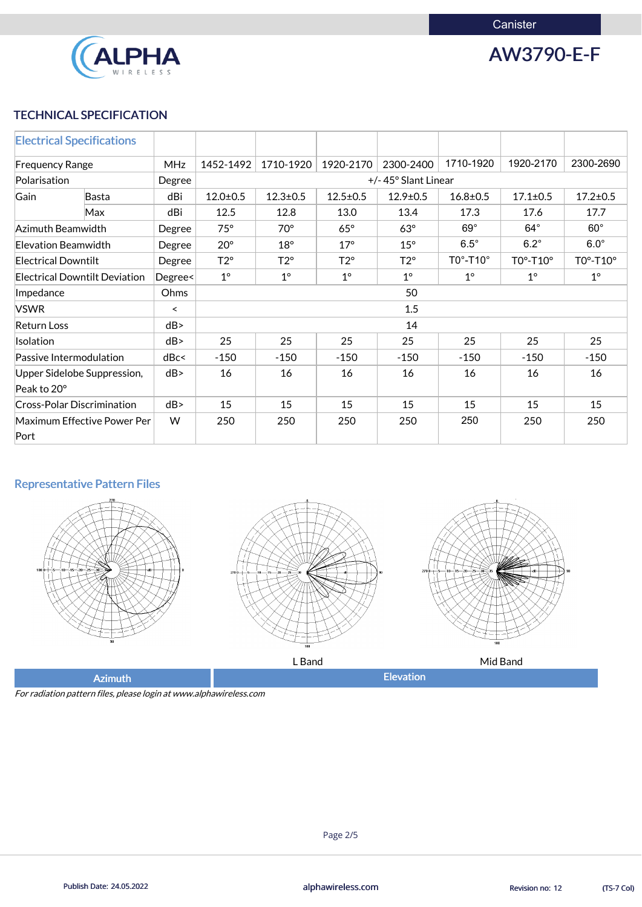Canister

# AW3790-E-F

## TECHNICAL SPECIFICATION

| Electrical Specifications | | | | | | | | | |
|---|---|---|---|---|---|---|---|---|---|
| Frequency Range | | MHz | 1452-1492 | 1710-1920 | 1920-2170 | 2300-2400 | 1710-1920 | 1920-2170 | 2300-2690 |
| Polarisation | | Degree | +/- 45° Slant Linear | | | | | | |
| Gain | Basta | dBi | 12.0±0.5 | 12.3±0.5 | 12.5±0.5 | 12.9±0.5 | 16.8±0.5 | 17.1±0.5 | 17.2±0.5 |
| | Max | dBi | 12.5 | 12.8 | 13.0 | 13.4 | 17.3 | 17.6 | 17.7 |
| Azimuth Beamwidth | | Degree | 75° | 70° | 65° | 63° | 69° | 64° | 60° |
| Elevation Beamwidth | | Degree | 20° | 18° | 17° | 15° | 6.5° | 6.2° | 6.0° |
| Electrical Downtilt | | Degree | T2° | T2° | T2° | T2° | T0°-T10° | T0°-T10° | T0°-T10° |
| Electrical Downtilt Deviation | | Degree< | 1° | 1° | 1° | 1° | 1° | 1° | 1° |
| Impedance | | Ohms | 50 | | | | | | |
| VSWR | | < | 1.5 | | | | | | |
| Return Loss | | dB> | 14 | | | | | | |
| Isolation | | dB> | 25 | 25 | 25 | 25 | 25 | 25 | 25 |
| Passive Intermodulation | | dBc< | -150 | -150 | -150 | -150 | -150 | -150 | -150 |
| Upper Sidelobe Suppression, Peak to 20° | | dB> | 16 | 16 | 16 | 16 | 16 | 16 | 16 |
| Cross-Polar Discrimination | | dB> | 15 | 15 | 15 | 15 | 15 | 15 | 15 |
| Maximum Effective Power Per Port | | W | 250 | 250 | 250 | 250 | 250 | 250 | 250 |

## Representative Pattern Files

L Band

Mid Band

Azimuth | Elevation

*For radiation pattern files, please login at www.alphawireless.com*

Publish Date: 24.05.2022 | alphawireless.com | Revision no: 12 | (TS-7 Col)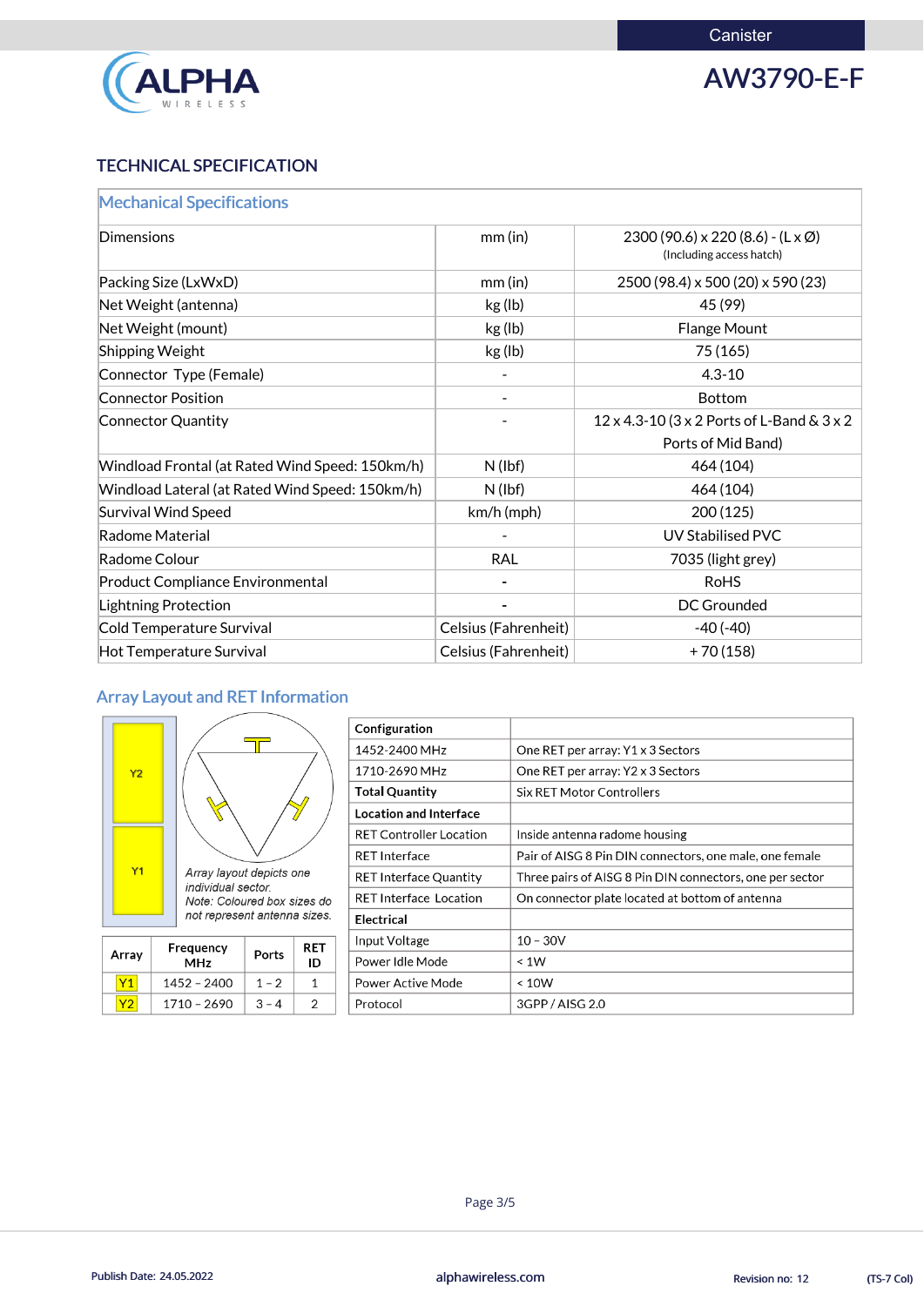Canister

# AW3790-E-F

## TECHNICAL SPECIFICATION

| Mechanical Specifications | | |
|---|---|---|
| Dimensions | mm (in) | 2300 (90.6) x 220 (8.6) - (L x Ø) (Including access hatch) |
| Packing Size (LxWxD) | mm (in) | 2500 (98.4) x 500 (20) x 590 (23) |
| Net Weight (antenna) | kg (lb) | 45 (99) |
| Net Weight (mount) | kg (lb) | Flange Mount |
| Shipping Weight | kg (lb) | 75 (165) |
| Connector Type (Female) | - | 4.3-10 |
| Connector Position | - | Bottom |
| Connector Quantity | - | 12 x 4.3-10 (3 x 2 Ports of L-Band & 3 x 2 Ports of Mid Band) |
| Windload Frontal (at Rated Wind Speed: 150km/h) | N (lbf) | 464 (104) |
| Windload Lateral (at Rated Wind Speed: 150km/h) | N (lbf) | 464 (104) |
| Survival Wind Speed | km/h (mph) | 200 (125) |
| Radome Material | - | UV Stabilised PVC |
| Radome Colour | RAL | 7035 (light grey) |
| Product Compliance Environmental | - | RoHS |
| Lightning Protection | - | DC Grounded |
| Cold Temperature Survival | Celsius (Fahrenheit) | -40 (-40) |
| Hot Temperature Survival | Celsius (Fahrenheit) | + 70 (158) |

## Array Layout and RET Information

Y2

Y1

*Array layout depicts one individual sector.*
*Note: Coloured box sizes do not represent antenna sizes.*

| Array | Frequency MHz | Ports | RET ID |
|---|---|---|---|
| Y1 | 1452 – 2400 | 1 – 2 | 1 |
| Y2 | 1710 – 2690 | 3 – 4 | 2 |

| **Configuration** | |
|---|---|
| 1452-2400 MHz | One RET per array: Y1 x 3 Sectors |
| 1710-2690 MHz | One RET per array: Y2 x 3 Sectors |
| **Total Quantity** | Six RET Motor Controllers |
| **Location and Interface** | |
| RET Controller Location | Inside antenna radome housing |
| RET Interface | Pair of AISG 8 Pin DIN connectors, one male, one female |
| RET Interface Quantity | Three pairs of AISG 8 Pin DIN connectors, one per sector |
| RET Interface Location | On connector plate located at bottom of antenna |
| **Electrical** | |
| Input Voltage | 10 – 30V |
| Power Idle Mode | < 1W |
| Power Active Mode | < 10W |
| Protocol | 3GPP / AISG 2.0 |

Publish Date: 24.05.2022 | alphawireless.com | Revision no: 12 | (TS-7 Col)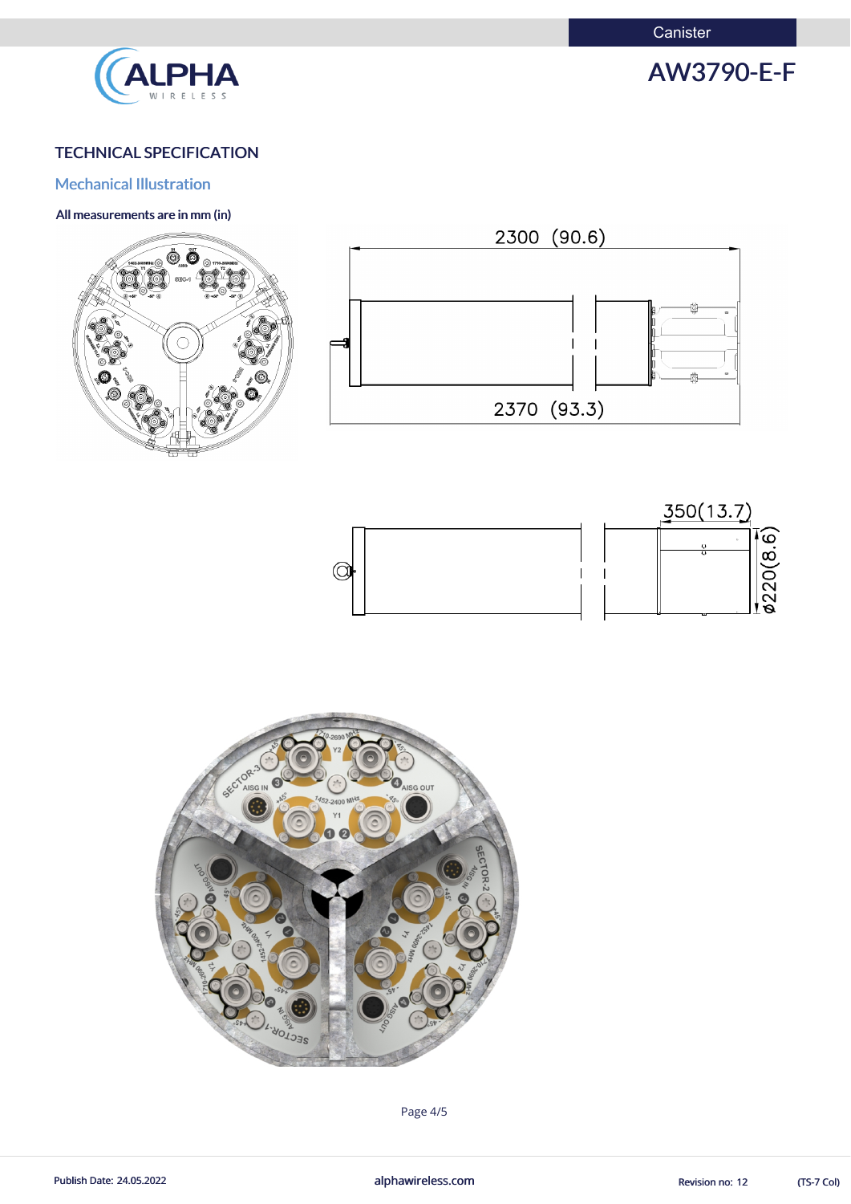## TECHNICAL SPECIFICATION

### Mechanical Illustration

**All measurements are in mm (in)**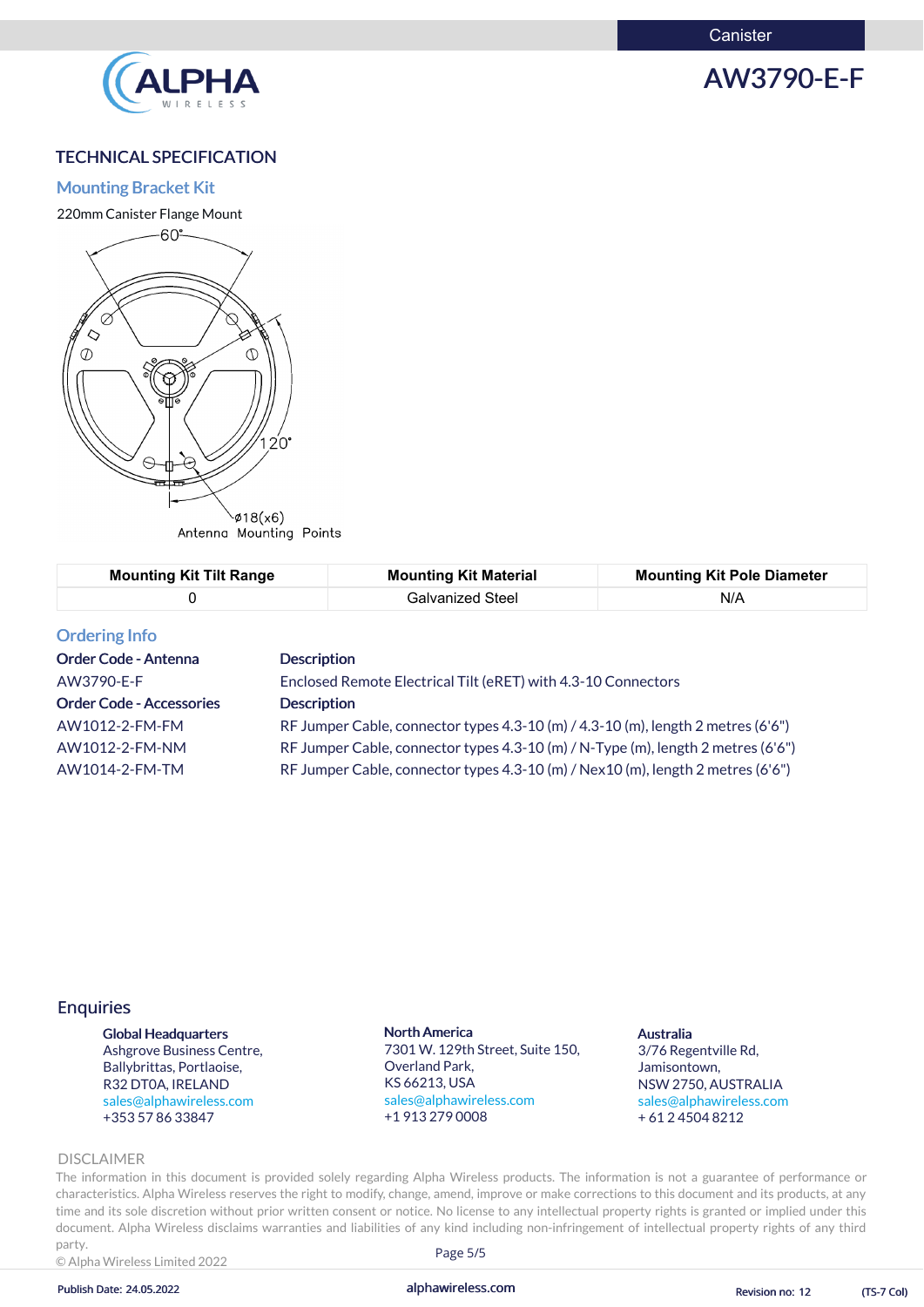Canister

# AW3790-E-F

## TECHNICAL SPECIFICATION

### Mounting Bracket Kit

220mm Canister Flange Mount

60°

120°

ø18(x6)
Antenna Mounting Points

| Mounting Kit Tilt Range | Mounting Kit Material | Mounting Kit Pole Diameter |
|---|---|---|
| 0 | Galvanized Steel | N/A |

### Ordering Info

| Order Code - Antenna | Description |
|---|---|
| AW3790-E-F | Enclosed Remote Electrical Tilt (eRET) with 4.3-10 Connectors |
| **Order Code - Accessories** | **Description** |
| AW1012-2-FM-FM | RF Jumper Cable, connector types 4.3-10 (m) / 4.3-10 (m), length 2 metres (6'6") |
| AW1012-2-FM-NM | RF Jumper Cable, connector types 4.3-10 (m) / N-Type (m), length 2 metres (6'6") |
| AW1014-2-FM-TM | RF Jumper Cable, connector types 4.3-10 (m) / Nex10 (m), length 2 metres (6'6") |

## Enquiries

**Global Headquarters**
Ashgrove Business Centre,
Ballybrittas, Portlaoise,
R32 DT0A, IRELAND
sales@alphawireless.com
+353 57 86 33847

**North America**
7301 W. 129th Street, Suite 150,
Overland Park,
KS 66213, USA
sales@alphawireless.com
+1 913 279 0008

**Australia**
3/76 Regentville Rd,
Jamisontown,
NSW 2750, AUSTRALIA
sales@alphawireless.com
+ 61 2 4504 8212

DISCLAIMER

The information in this document is provided solely regarding Alpha Wireless products. The information is not a guarantee of performance or characteristics. Alpha Wireless reserves the right to modify, change, amend, improve or make corrections to this document and its products, at any time and its sole discretion without prior written consent or notice. No license to any intellectual property rights is granted or implied under this document. Alpha Wireless disclaims warranties and liabilities of any kind including non-infringement of intellectual property rights of any third party.

© Alpha Wireless Limited 2022

Publish Date: 24.05.2022 | alphawireless.com | Revision no: 12 | (TS-7 Col)